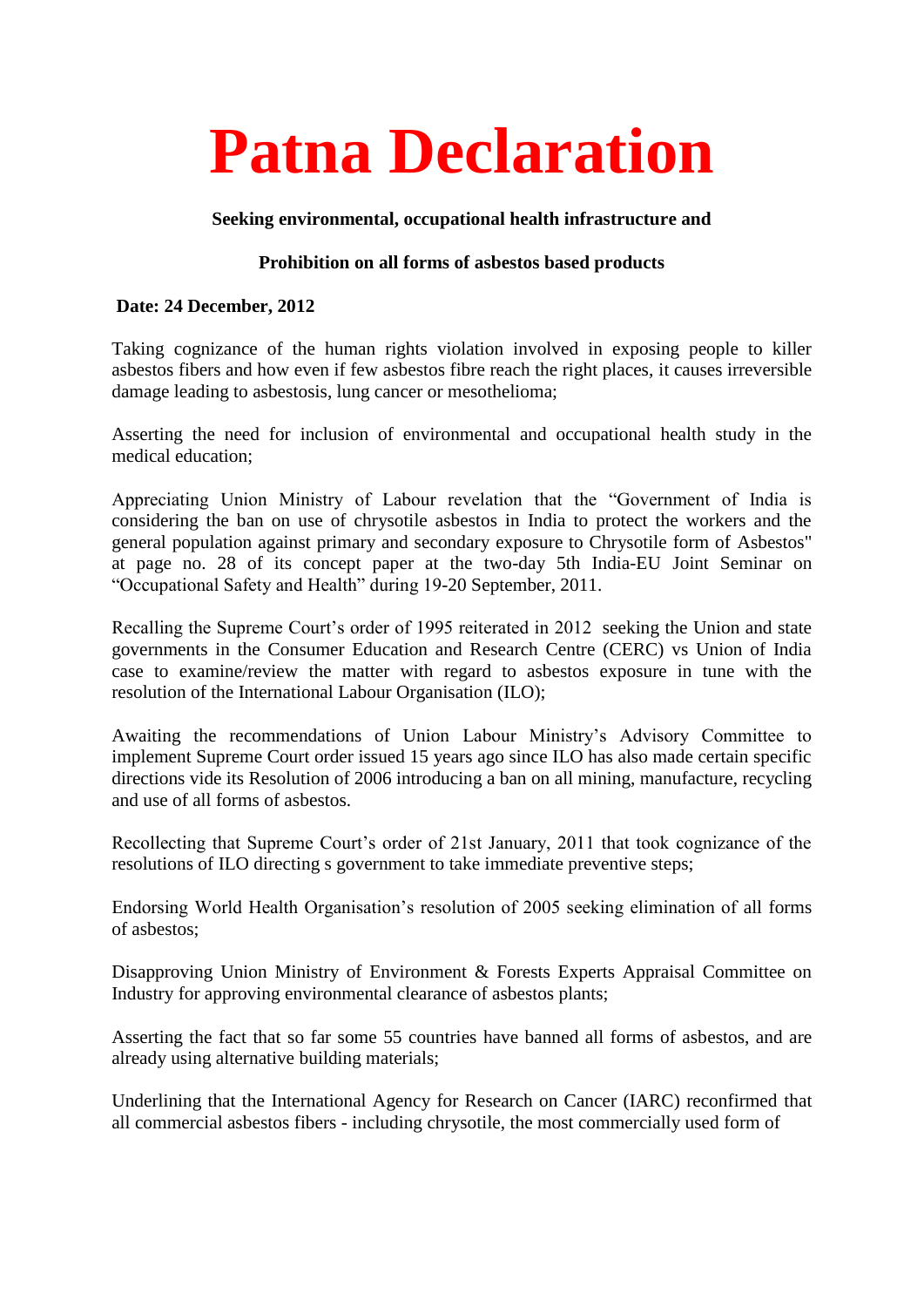# Patna Declaration

**Seeking environmental, occupational health infrastructure and**

**Prohibition on all forms of asbestos based products**

**Date: 24 December, 2012**

Taking cognizance of the human rights violation involved in exposing people to killer asbestos fibers and how even if few asbestos fibre reach the right places, it causes irreversible damage leading to asbestosis, lung cancer or mesothelioma;

Asserting the need for inclusion of environmental and occupational health study in the medical education;

Appreciating Union Ministry of Labour revelation that the "Government of India is considering the ban on use of chrysotile asbestos in India to protect the workers and the general population against primary and secondary exposure to Chrysotile form of Asbestos" at page no. 28 of its concept paper at the two-day 5th India-EU Joint Seminar on "Occupational Safety and Health" during 19-20 September, 2011.

Recalling the Supreme Court's order of 1995 reiterated in 2012 seeking the Union and state governments in the Consumer Education and Research Centre (CERC) vs Union of India case to examine/review the matter with regard to asbestos exposure in tune with the resolution of the International Labour Organisation (ILO);

Awaiting the recommendations of Union Labour Ministry's Advisory Committee to implement Supreme Court order issued 15 years ago since ILO has also made certain specific directions vide its Resolution of 2006 introducing a ban on all mining, manufacture, recycling and use of all forms of asbestos.

Recollecting that Supreme Court's order of 21st January, 2011 that took cognizance of the resolutions of ILO directing s government to take immediate preventive steps;

Endorsing World Health Organisation's resolution of 2005 seeking elimination of all forms of asbestos;

Disapproving Union Ministry of Environment & Forests Experts Appraisal Committee on Industry for approving environmental clearance of asbestos plants;

Asserting the fact that so far some 55 countries have banned all forms of asbestos, and are already using alternative building materials;

Underlining that the International Agency for Research on Cancer (IARC) reconfirmed that all commercial asbestos fibers - including chrysotile, the most commercially used form of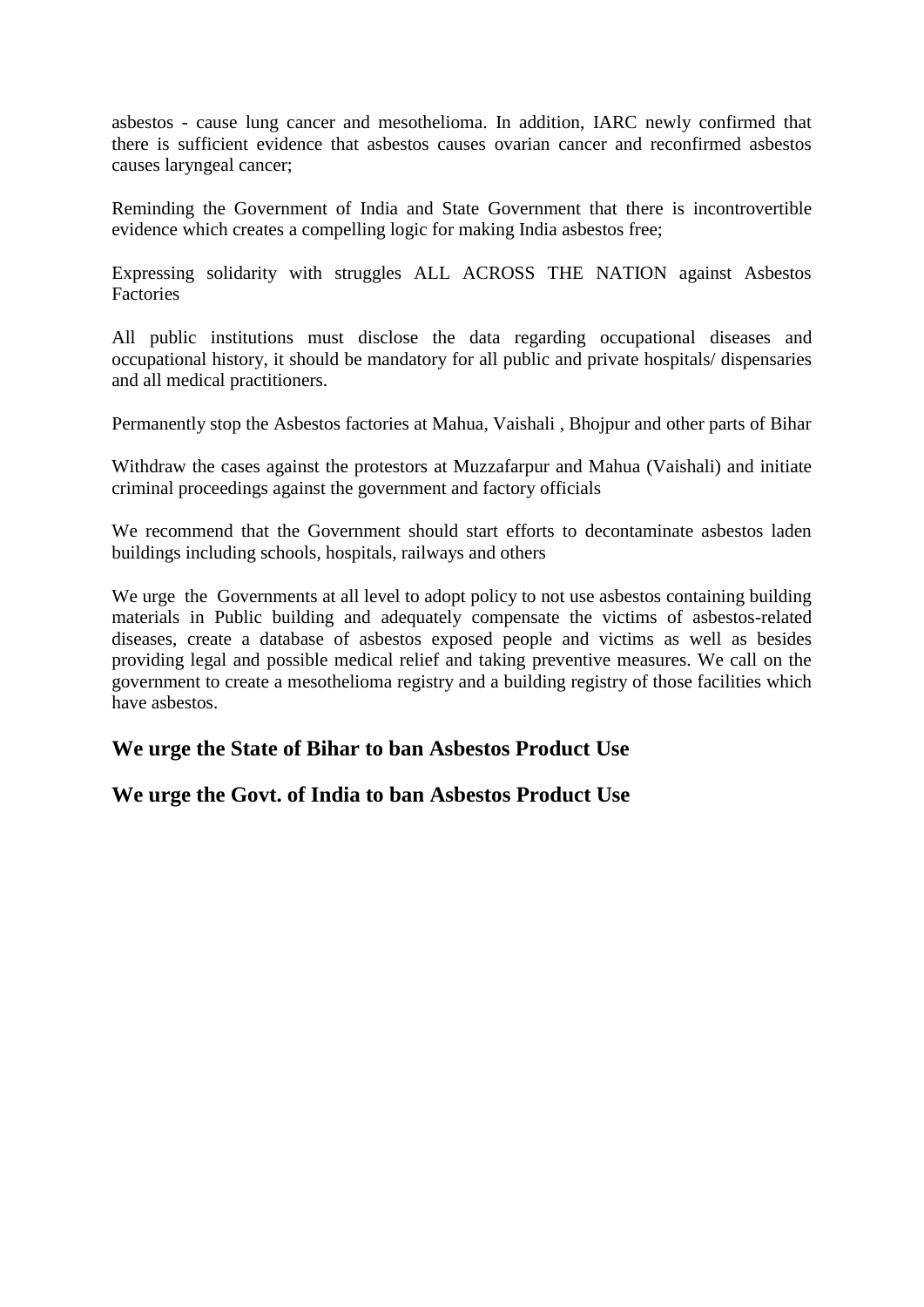asbestos - cause lung cancer and mesothelioma. In addition, IARC newly confirmed that there is sufficient evidence that asbestos causes ovarian cancer and reconfirmed asbestos causes laryngeal cancer;

Reminding the Government of India and State Government that there is incontrovertible evidence which creates a compelling logic for making India asbestos free;

Expressing solidarity with struggles ALL ACROSS THE NATION against Asbestos Factories

All public institutions must disclose the data regarding occupational diseases and occupational history, it should be mandatory for all public and private hospitals/ dispensaries and all medical practitioners.

Permanently stop the Asbestos factories at Mahua, Vaishali , Bhojpur and other parts of Bihar

Withdraw the cases against the protestors at Muzzafarpur and Mahua (Vaishali) and initiate criminal proceedings against the government and factory officials

We recommend that the Government should start efforts to decontaminate asbestos laden buildings including schools, hospitals, railways and others

We urge the Governments at all level to adopt policy to not use asbestos containing building materials in Public building and adequately compensate the victims of asbestos-related diseases, create a database of asbestos exposed people and victims as well as besides providing legal and possible medical relief and taking preventive measures. We call on the government to create a mesothelioma registry and a building registry of those facilities which have asbestos.

**We urge the State of Bihar to ban Asbestos Product Use**

**We urge the Govt. of India to ban Asbestos Product Use**